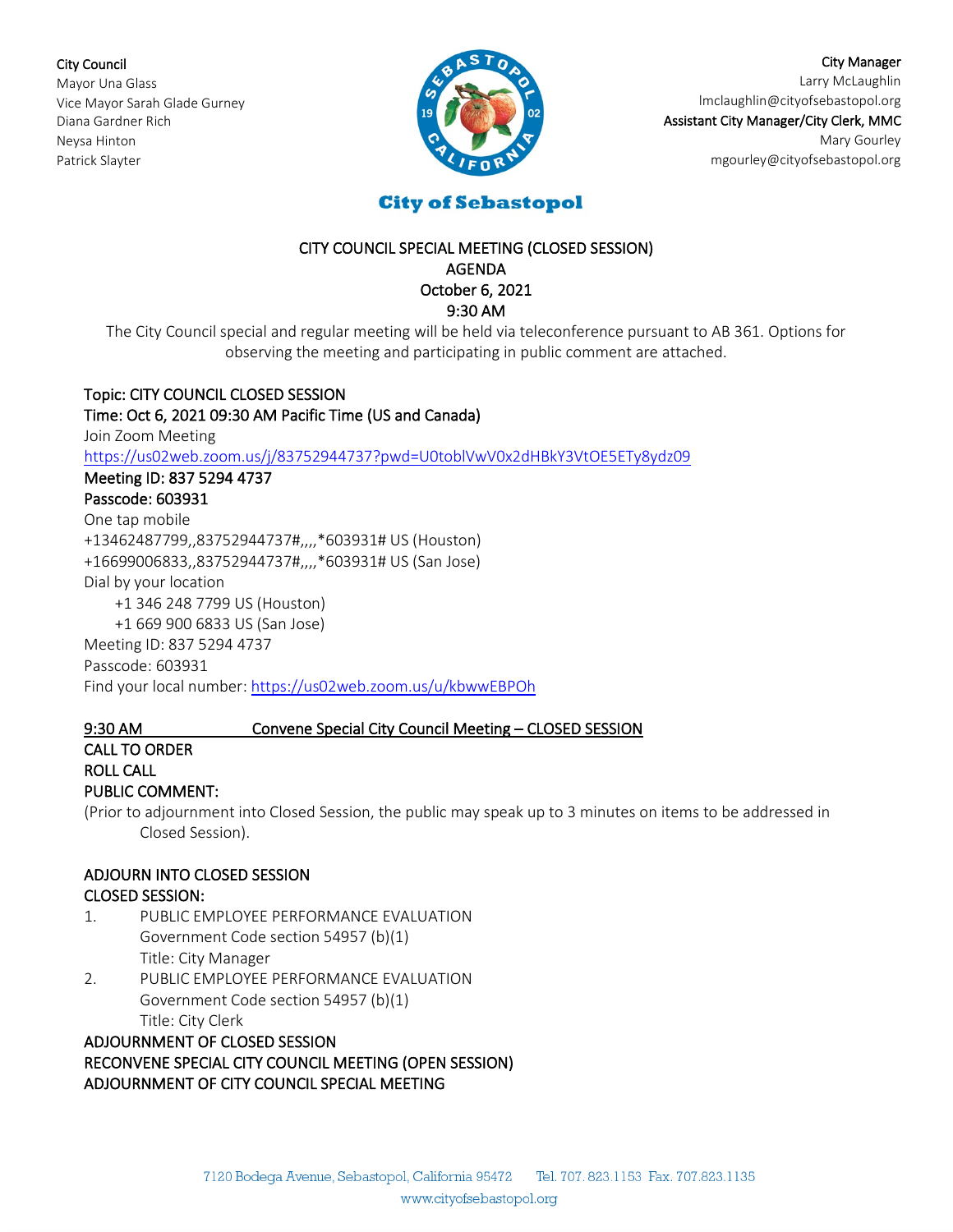**City Council**
Mayor Una Glass
Vice Mayor Sarah Glade Gurney
Diana Gardner Rich
Neysa Hinton
Patrick Slayter

**City Manager**
Larry McLaughlin
lmclaughlin@cityofsebastopol.org
**Assistant City Manager/City Clerk, MMC**
Mary Gourley
mgourley@cityofsebastopol.org

**City of Sebastopol**

# CITY COUNCIL SPECIAL MEETING (CLOSED SESSION)
## AGENDA
## October 6, 2021
## 9:30 AM

The City Council special and regular meeting will be held via teleconference pursuant to AB 361. Options for observing the meeting and participating in public comment are attached.

**Topic: CITY COUNCIL CLOSED SESSION**
**Time: Oct 6, 2021 09:30 AM Pacific Time (US and Canada)**
Join Zoom Meeting
https://us02web.zoom.us/j/83752944737?pwd=U0toblVwV0x2dHBkY3VtOE5ETy8ydz09
**Meeting ID: 837 5294 4737**
**Passcode: 603931**
One tap mobile
+13462487799,,83752944737#,,,,*603931# US (Houston)
+16699006833,,83752944737#,,,,*603931# US (San Jose)
Dial by your location
+1 346 248 7799 US (Houston)
+1 669 900 6833 US (San Jose)
Meeting ID: 837 5294 4737
Passcode: 603931
Find your local number: https://us02web.zoom.us/u/kbwwEBPOh

**9:30 AM Convene Special City Council Meeting – CLOSED SESSION**

**CALL TO ORDER**
**ROLL CALL**
**PUBLIC COMMENT:**
(Prior to adjournment into Closed Session, the public may speak up to 3 minutes on items to be addressed in Closed Session).

**ADJOURN INTO CLOSED SESSION**
**CLOSED SESSION:**

1. PUBLIC EMPLOYEE PERFORMANCE EVALUATION
   Government Code section 54957 (b)(1)
   Title: City Manager
2. PUBLIC EMPLOYEE PERFORMANCE EVALUATION
   Government Code section 54957 (b)(1)
   Title: City Clerk

**ADJOURNMENT OF CLOSED SESSION**
**RECONVENE SPECIAL CITY COUNCIL MEETING (OPEN SESSION)**
**ADJOURNMENT OF CITY COUNCIL SPECIAL MEETING**

7120 Bodega Avenue, Sebastopol, California 95472 Tel. 707.823.1153 Fax. 707.823.1135
www.cityofsebastopol.org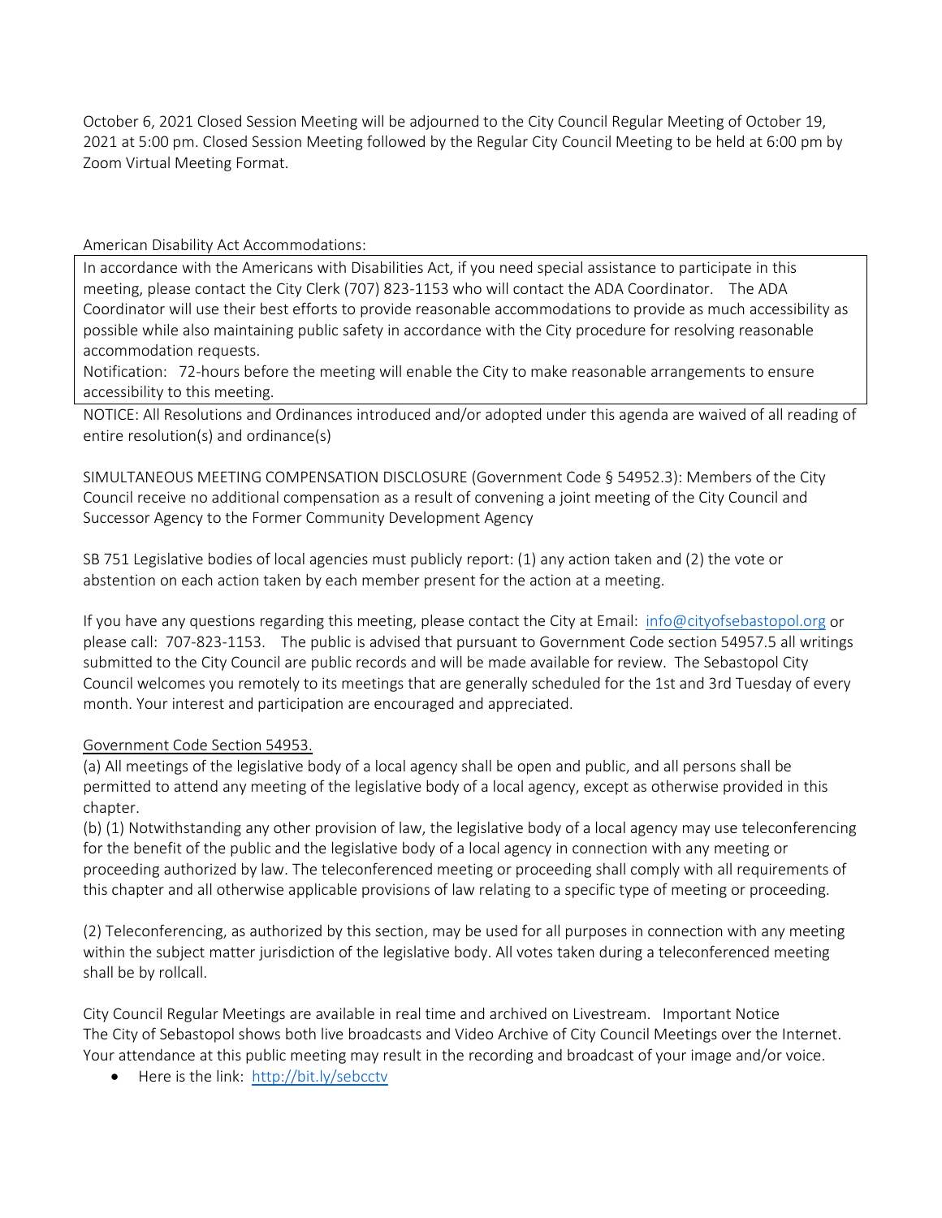October 6, 2021 Closed Session Meeting will be adjourned to the City Council Regular Meeting of October 19, 2021 at 5:00 pm. Closed Session Meeting followed by the Regular City Council Meeting to be held at 6:00 pm by Zoom Virtual Meeting Format.

American Disability Act Accommodations:

In accordance with the Americans with Disabilities Act, if you need special assistance to participate in this meeting, please contact the City Clerk (707) 823-1153 who will contact the ADA Coordinator. The ADA Coordinator will use their best efforts to provide reasonable accommodations to provide as much accessibility as possible while also maintaining public safety in accordance with the City procedure for resolving reasonable accommodation requests.
Notification: 72-hours before the meeting will enable the City to make reasonable arrangements to ensure accessibility to this meeting.

NOTICE: All Resolutions and Ordinances introduced and/or adopted under this agenda are waived of all reading of entire resolution(s) and ordinance(s)

SIMULTANEOUS MEETING COMPENSATION DISCLOSURE (Government Code § 54952.3): Members of the City Council receive no additional compensation as a result of convening a joint meeting of the City Council and Successor Agency to the Former Community Development Agency

SB 751 Legislative bodies of local agencies must publicly report: (1) any action taken and (2) the vote or abstention on each action taken by each member present for the action at a meeting.

If you have any questions regarding this meeting, please contact the City at Email: info@cityofsebastopol.org or please call: 707-823-1153. The public is advised that pursuant to Government Code section 54957.5 all writings submitted to the City Council are public records and will be made available for review. The Sebastopol City Council welcomes you remotely to its meetings that are generally scheduled for the 1st and 3rd Tuesday of every month. Your interest and participation are encouraged and appreciated.

Government Code Section 54953.

(a) All meetings of the legislative body of a local agency shall be open and public, and all persons shall be permitted to attend any meeting of the legislative body of a local agency, except as otherwise provided in this chapter.
(b) (1) Notwithstanding any other provision of law, the legislative body of a local agency may use teleconferencing for the benefit of the public and the legislative body of a local agency in connection with any meeting or proceeding authorized by law. The teleconferenced meeting or proceeding shall comply with all requirements of this chapter and all otherwise applicable provisions of law relating to a specific type of meeting or proceeding.

(2) Teleconferencing, as authorized by this section, may be used for all purposes in connection with any meeting within the subject matter jurisdiction of the legislative body. All votes taken during a teleconferenced meeting shall be by rollcall.

City Council Regular Meetings are available in real time and archived on Livestream. Important Notice
The City of Sebastopol shows both live broadcasts and Video Archive of City Council Meetings over the Internet. Your attendance at this public meeting may result in the recording and broadcast of your image and/or voice.

- Here is the link: http://bit.ly/sebcctv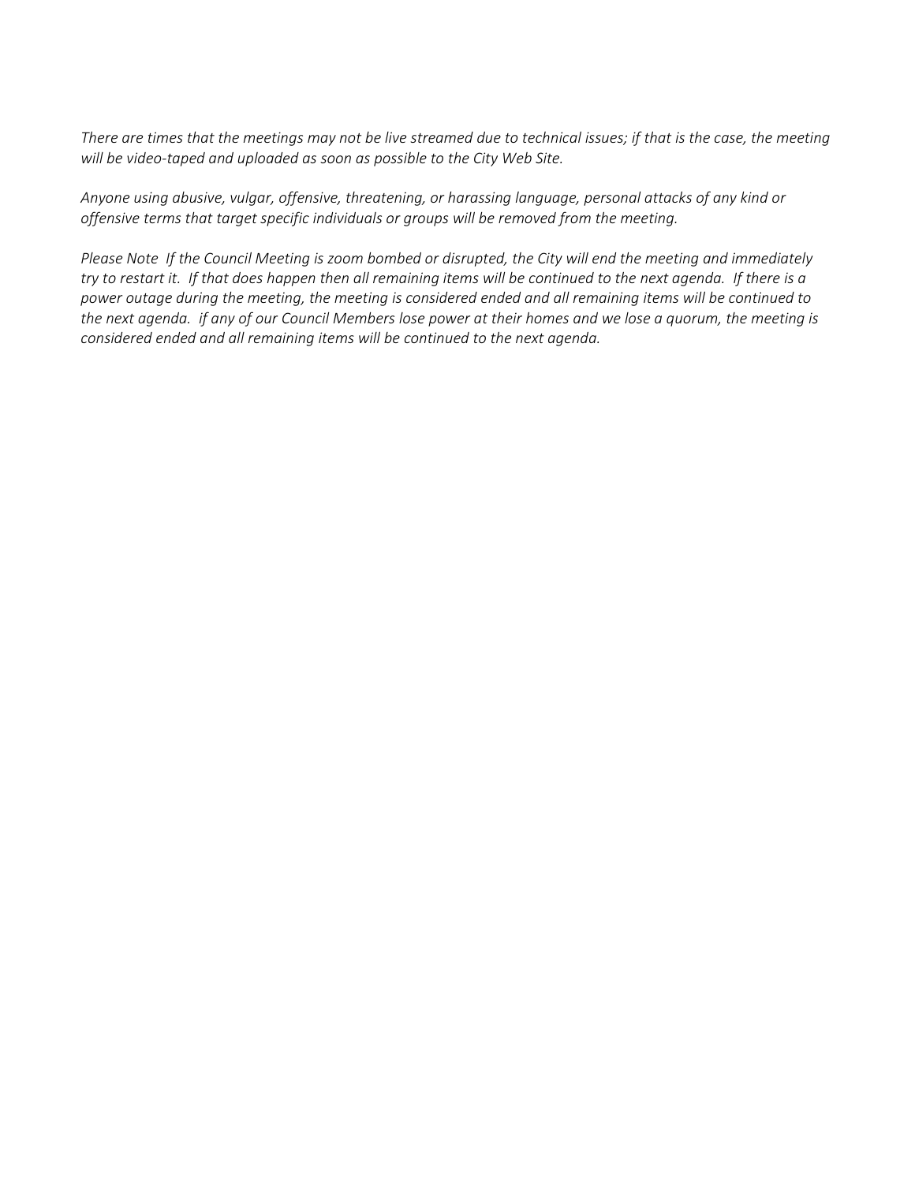*There are times that the meetings may not be live streamed due to technical issues; if that is the case, the meeting will be video-taped and uploaded as soon as possible to the City Web Site.*

*Anyone using abusive, vulgar, offensive, threatening, or harassing language, personal attacks of any kind or offensive terms that target specific individuals or groups will be removed from the meeting.*

*Please Note If the Council Meeting is zoom bombed or disrupted, the City will end the meeting and immediately try to restart it. If that does happen then all remaining items will be continued to the next agenda. If there is a power outage during the meeting, the meeting is considered ended and all remaining items will be continued to the next agenda. if any of our Council Members lose power at their homes and we lose a quorum, the meeting is considered ended and all remaining items will be continued to the next agenda.*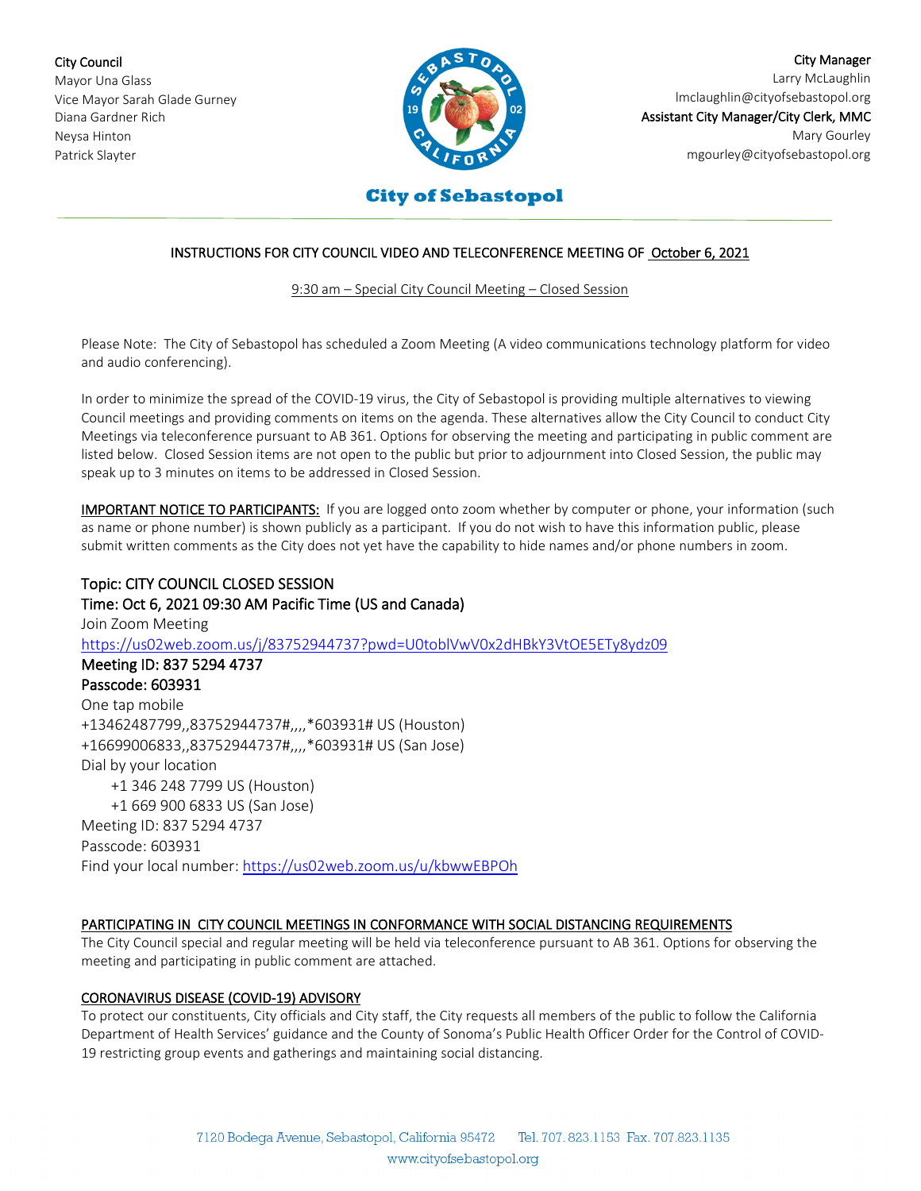City Council
Mayor Una Glass
Vice Mayor Sarah Glade Gurney
Diana Gardner Rich
Neysa Hinton
Patrick Slayter

City Manager
Larry McLaughlin
lmclaughlin@cityofsebastopol.org
Assistant City Manager/City Clerk, MMC
Mary Gourley
mgourley@cityofsebastopol.org

**City of Sebastopol**

INSTRUCTIONS FOR CITY COUNCIL VIDEO AND TELECONFERENCE MEETING OF October 6, 2021

9:30 am – Special City Council Meeting – Closed Session

Please Note: The City of Sebastopol has scheduled a Zoom Meeting (A video communications technology platform for video and audio conferencing).

In order to minimize the spread of the COVID-19 virus, the City of Sebastopol is providing multiple alternatives to viewing Council meetings and providing comments on items on the agenda. These alternatives allow the City Council to conduct City Meetings via teleconference pursuant to AB 361. Options for observing the meeting and participating in public comment are listed below. Closed Session items are not open to the public but prior to adjournment into Closed Session, the public may speak up to 3 minutes on items to be addressed in Closed Session.

**IMPORTANT NOTICE TO PARTICIPANTS:** If you are logged onto zoom whether by computer or phone, your information (such as name or phone number) is shown publicly as a participant. If you do not wish to have this information public, please submit written comments as the City does not yet have the capability to hide names and/or phone numbers in zoom.

Topic: CITY COUNCIL CLOSED SESSION
Time: Oct 6, 2021 09:30 AM Pacific Time (US and Canada)
Join Zoom Meeting
https://us02web.zoom.us/j/83752944737?pwd=U0toblVwV0x2dHBkY3VtOE5ETy8ydz09
Meeting ID: 837 5294 4737
Passcode: 603931
One tap mobile
+13462487799,,83752944737#,,,,*603931# US (Houston)
+16699006833,,83752944737#,,,,*603931# US (San Jose)
Dial by your location
+1 346 248 7799 US (Houston)
+1 669 900 6833 US (San Jose)
Meeting ID: 837 5294 4737
Passcode: 603931
Find your local number: https://us02web.zoom.us/u/kbwwEBPOh

**PARTICIPATING IN CITY COUNCIL MEETINGS IN CONFORMANCE WITH SOCIAL DISTANCING REQUIREMENTS**

The City Council special and regular meeting will be held via teleconference pursuant to AB 361. Options for observing the meeting and participating in public comment are attached.

**CORONAVIRUS DISEASE (COVID-19) ADVISORY**

To protect our constituents, City officials and City staff, the City requests all members of the public to follow the California Department of Health Services' guidance and the County of Sonoma's Public Health Officer Order for the Control of COVID-19 restricting group events and gatherings and maintaining social distancing.

7120 Bodega Avenue, Sebastopol, California 95472 Tel. 707.823.1153 Fax. 707.823.1135
www.cityofsebastopol.org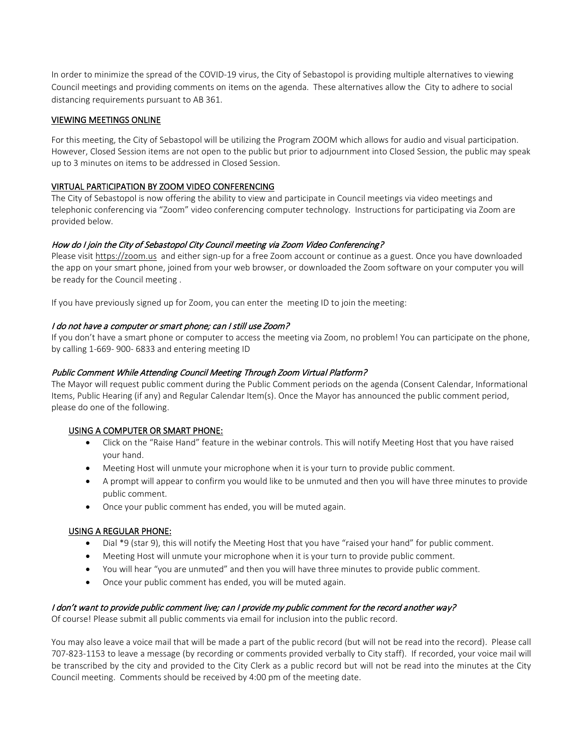In order to minimize the spread of the COVID-19 virus, the City of Sebastopol is providing multiple alternatives to viewing Council meetings and providing comments on items on the agenda. These alternatives allow the City to adhere to social distancing requirements pursuant to AB 361.

## VIEWING MEETINGS ONLINE

For this meeting, the City of Sebastopol will be utilizing the Program ZOOM which allows for audio and visual participation. However, Closed Session items are not open to the public but prior to adjournment into Closed Session, the public may speak up to 3 minutes on items to be addressed in Closed Session.

## VIRTUAL PARTICIPATION BY ZOOM VIDEO CONFERENCING

The City of Sebastopol is now offering the ability to view and participate in Council meetings via video meetings and telephonic conferencing via "Zoom" video conferencing computer technology. Instructions for participating via Zoom are provided below.

### *How do I join the City of Sebastopol City Council meeting via Zoom Video Conferencing?*

Please visit https://zoom.us and either sign-up for a free Zoom account or continue as a guest. Once you have downloaded the app on your smart phone, joined from your web browser, or downloaded the Zoom software on your computer you will be ready for the Council meeting .

If you have previously signed up for Zoom, you can enter the meeting ID to join the meeting:

### *I do not have a computer or smart phone; can I still use Zoom?*

If you don't have a smart phone or computer to access the meeting via Zoom, no problem! You can participate on the phone, by calling 1-669- 900- 6833 and entering meeting ID

### *Public Comment While Attending Council Meeting Through Zoom Virtual Platform?*

The Mayor will request public comment during the Public Comment periods on the agenda (Consent Calendar, Informational Items, Public Hearing (if any) and Regular Calendar Item(s). Once the Mayor has announced the public comment period, please do one of the following.

#### USING A COMPUTER OR SMART PHONE:

- Click on the "Raise Hand" feature in the webinar controls. This will notify Meeting Host that you have raised your hand.
- Meeting Host will unmute your microphone when it is your turn to provide public comment.
- A prompt will appear to confirm you would like to be unmuted and then you will have three minutes to provide public comment.
- Once your public comment has ended, you will be muted again.

#### USING A REGULAR PHONE:

- Dial *9 (star 9), this will notify the Meeting Host that you have "raised your hand" for public comment.
- Meeting Host will unmute your microphone when it is your turn to provide public comment.
- You will hear "you are unmuted" and then you will have three minutes to provide public comment.
- Once your public comment has ended, you will be muted again.

### *I don't want to provide public comment live; can I provide my public comment for the record another way?*

Of course! Please submit all public comments via email for inclusion into the public record.

You may also leave a voice mail that will be made a part of the public record (but will not be read into the record). Please call 707-823-1153 to leave a message (by recording or comments provided verbally to City staff). If recorded, your voice mail will be transcribed by the city and provided to the City Clerk as a public record but will not be read into the minutes at the City Council meeting. Comments should be received by 4:00 pm of the meeting date.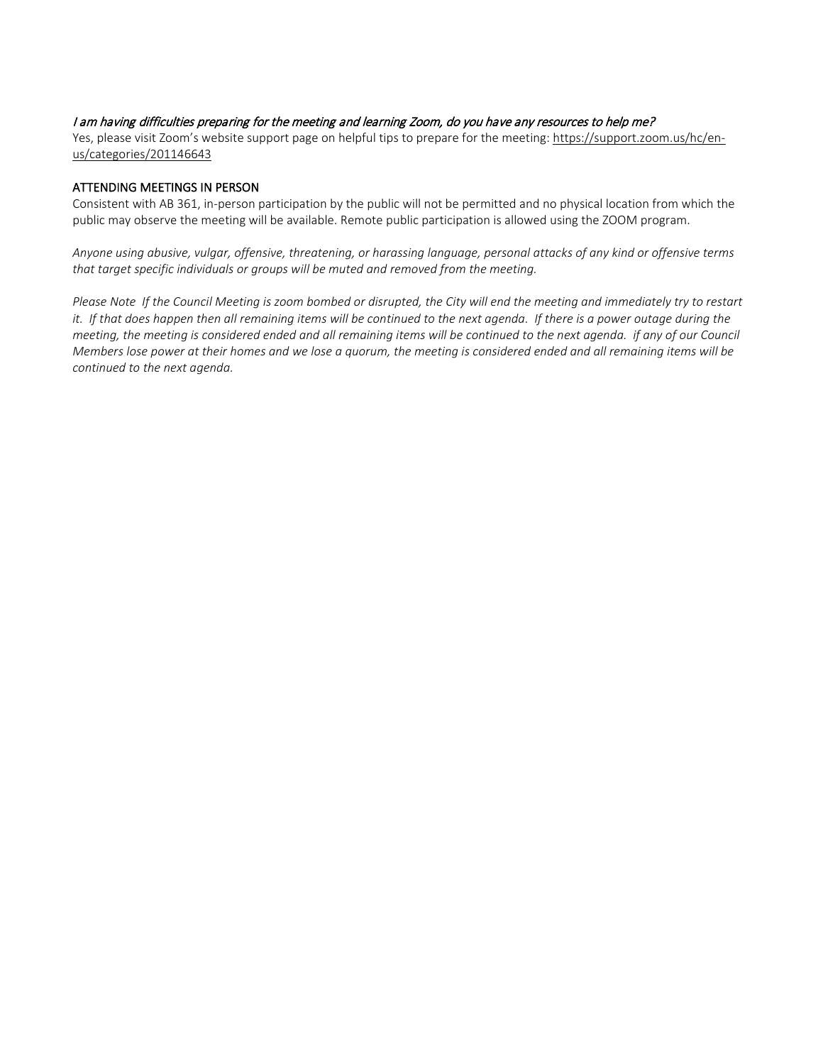*I am having difficulties preparing for the meeting and learning Zoom, do you have any resources to help me?*

Yes, please visit Zoom's website support page on helpful tips to prepare for the meeting: https://support.zoom.us/hc/en-us/categories/201146643

## ATTENDING MEETINGS IN PERSON

Consistent with AB 361, in-person participation by the public will not be permitted and no physical location from which the public may observe the meeting will be available. Remote public participation is allowed using the ZOOM program.

*Anyone using abusive, vulgar, offensive, threatening, or harassing language, personal attacks of any kind or offensive terms that target specific individuals or groups will be muted and removed from the meeting.*

*Please Note If the Council Meeting is zoom bombed or disrupted, the City will end the meeting and immediately try to restart it. If that does happen then all remaining items will be continued to the next agenda. If there is a power outage during the meeting, the meeting is considered ended and all remaining items will be continued to the next agenda. if any of our Council Members lose power at their homes and we lose a quorum, the meeting is considered ended and all remaining items will be continued to the next agenda.*